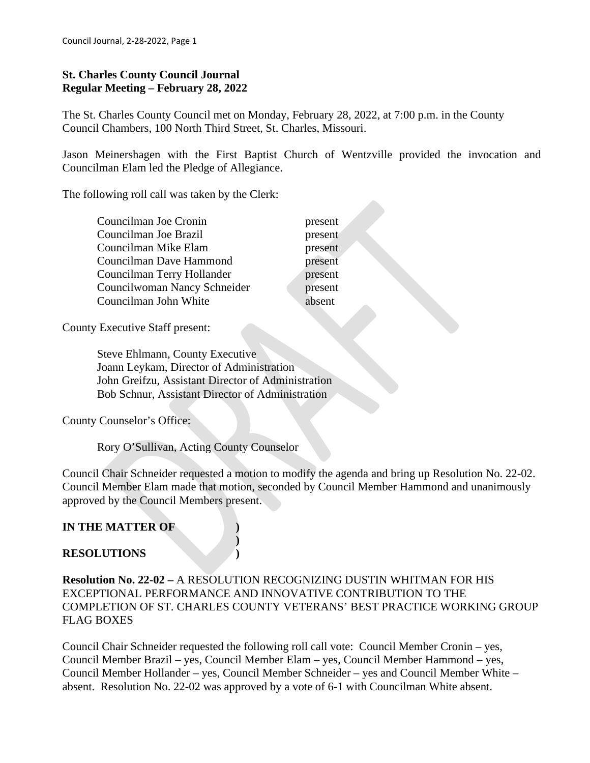**St. Charles County Council Journal**
**Regular Meeting – February 28, 2022**

The St. Charles County Council met on Monday, February 28, 2022, at 7:00 p.m. in the County Council Chambers, 100 North Third Street, St. Charles, Missouri.

Jason Meinershagen with the First Baptist Church of Wentzville provided the invocation and Councilman Elam led the Pledge of Allegiance.

The following roll call was taken by the Clerk:

| | |
|---|---|
| Councilman Joe Cronin | present |
| Councilman Joe Brazil | present |
| Councilman Mike Elam | present |
| Councilman Dave Hammond | present |
| Councilman Terry Hollander | present |
| Councilwoman Nancy Schneider | present |
| Councilman John White | absent |

County Executive Staff present:

Steve Ehlmann, County Executive
Joann Leykam, Director of Administration
John Greifzu, Assistant Director of Administration
Bob Schnur, Assistant Director of Administration

County Counselor's Office:

Rory O'Sullivan, Acting County Counselor

Council Chair Schneider requested a motion to modify the agenda and bring up Resolution No. 22-02. Council Member Elam made that motion, seconded by Council Member Hammond and unanimously approved by the Council Members present.

**IN THE MATTER OF )**
**)**
**RESOLUTIONS )**

**Resolution No. 22-02 –** A RESOLUTION RECOGNIZING DUSTIN WHITMAN FOR HIS EXCEPTIONAL PERFORMANCE AND INNOVATIVE CONTRIBUTION TO THE COMPLETION OF ST. CHARLES COUNTY VETERANS' BEST PRACTICE WORKING GROUP FLAG BOXES

Council Chair Schneider requested the following roll call vote: Council Member Cronin – yes, Council Member Brazil – yes, Council Member Elam – yes, Council Member Hammond – yes, Council Member Hollander – yes, Council Member Schneider – yes and Council Member White – absent. Resolution No. 22-02 was approved by a vote of 6-1 with Councilman White absent.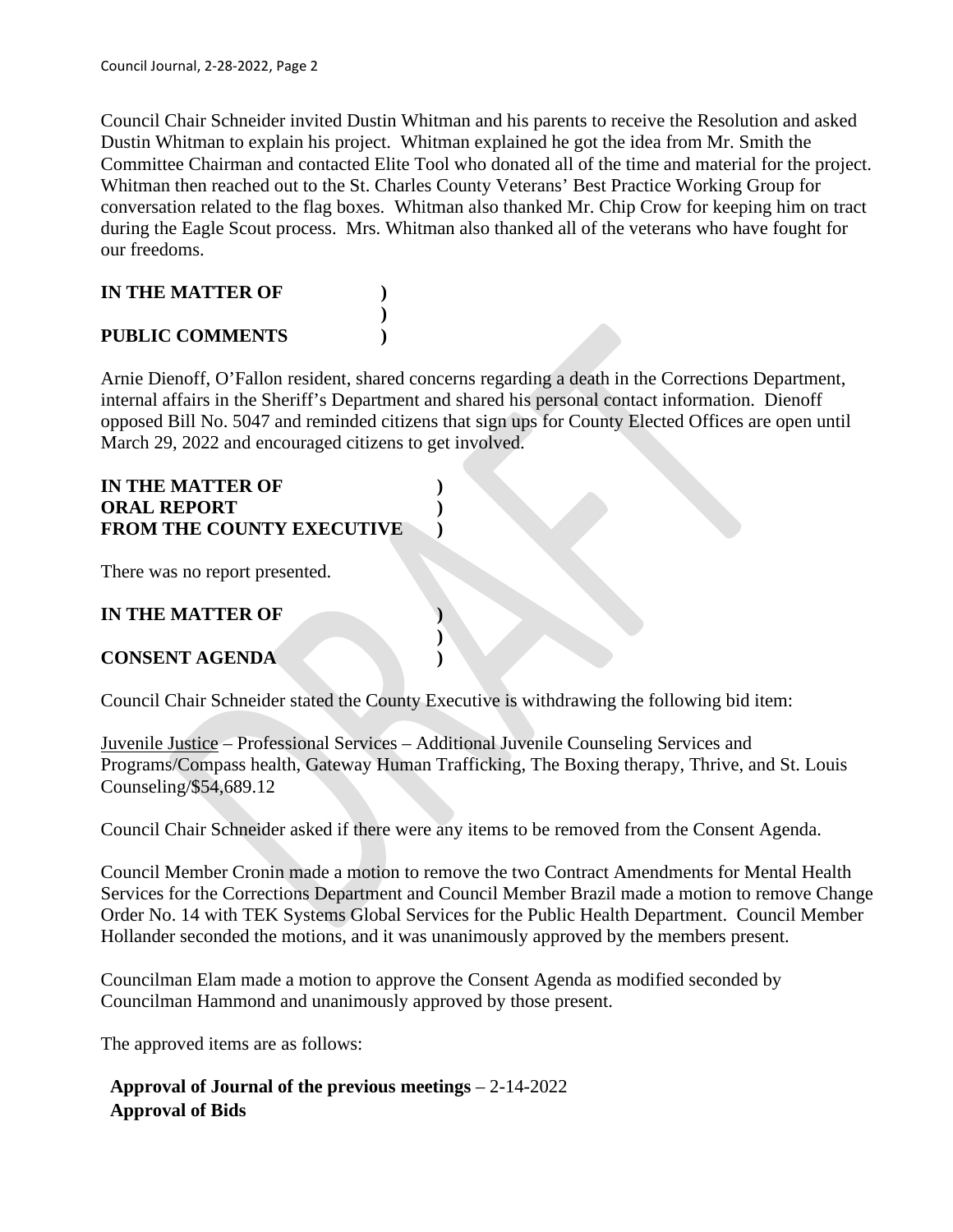Council Chair Schneider invited Dustin Whitman and his parents to receive the Resolution and asked Dustin Whitman to explain his project. Whitman explained he got the idea from Mr. Smith the Committee Chairman and contacted Elite Tool who donated all of the time and material for the project. Whitman then reached out to the St. Charles County Veterans' Best Practice Working Group for conversation related to the flag boxes. Whitman also thanked Mr. Chip Crow for keeping him on tract during the Eagle Scout process. Mrs. Whitman also thanked all of the veterans who have fought for our freedoms.

**IN THE MATTER OF )**
**)**
**PUBLIC COMMENTS )**

Arnie Dienoff, O'Fallon resident, shared concerns regarding a death in the Corrections Department, internal affairs in the Sheriff's Department and shared his personal contact information. Dienoff opposed Bill No. 5047 and reminded citizens that sign ups for County Elected Offices are open until March 29, 2022 and encouraged citizens to get involved.

**IN THE MATTER OF )**
**ORAL REPORT )**
**FROM THE COUNTY EXECUTIVE )**

There was no report presented.

**IN THE MATTER OF )**
**)**
**CONSENT AGENDA )**

Council Chair Schneider stated the County Executive is withdrawing the following bid item:

Juvenile Justice – Professional Services – Additional Juvenile Counseling Services and Programs/Compass health, Gateway Human Trafficking, The Boxing therapy, Thrive, and St. Louis Counseling/$54,689.12

Council Chair Schneider asked if there were any items to be removed from the Consent Agenda.

Council Member Cronin made a motion to remove the two Contract Amendments for Mental Health Services for the Corrections Department and Council Member Brazil made a motion to remove Change Order No. 14 with TEK Systems Global Services for the Public Health Department. Council Member Hollander seconded the motions, and it was unanimously approved by the members present.

Councilman Elam made a motion to approve the Consent Agenda as modified seconded by Councilman Hammond and unanimously approved by those present.

The approved items are as follows:

**Approval of Journal of the previous meetings** – 2-14-2022
**Approval of Bids**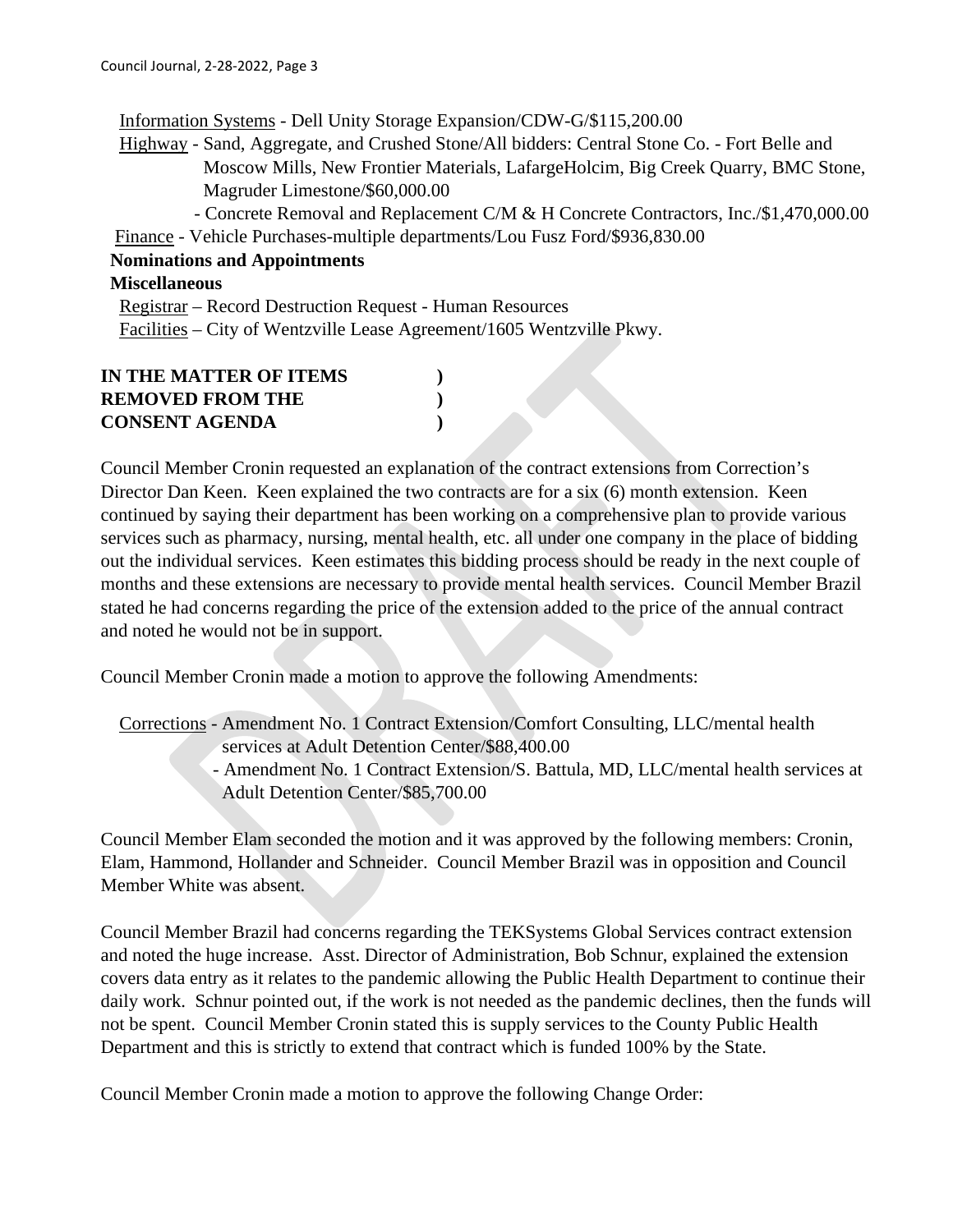Information Systems - Dell Unity Storage Expansion/CDW-G/$115,200.00

Highway - Sand, Aggregate, and Crushed Stone/All bidders: Central Stone Co. - Fort Belle and Moscow Mills, New Frontier Materials, LafargeHolcim, Big Creek Quarry, BMC Stone, Magruder Limestone/$60,000.00

- Concrete Removal and Replacement C/M & H Concrete Contractors, Inc./$1,470,000.00

Finance - Vehicle Purchases-multiple departments/Lou Fusz Ford/$936,830.00

**Nominations and Appointments**

**Miscellaneous**

Registrar – Record Destruction Request - Human Resources

Facilities – City of Wentzville Lease Agreement/1605 Wentzville Pkwy.

**IN THE MATTER OF ITEMS )**
**REMOVED FROM THE )**
**CONSENT AGENDA )**

Council Member Cronin requested an explanation of the contract extensions from Correction's Director Dan Keen. Keen explained the two contracts are for a six (6) month extension. Keen continued by saying their department has been working on a comprehensive plan to provide various services such as pharmacy, nursing, mental health, etc. all under one company in the place of bidding out the individual services. Keen estimates this bidding process should be ready in the next couple of months and these extensions are necessary to provide mental health services. Council Member Brazil stated he had concerns regarding the price of the extension added to the price of the annual contract and noted he would not be in support.

Council Member Cronin made a motion to approve the following Amendments:

Corrections - Amendment No. 1 Contract Extension/Comfort Consulting, LLC/mental health services at Adult Detention Center/$88,400.00

- Amendment No. 1 Contract Extension/S. Battula, MD, LLC/mental health services at Adult Detention Center/$85,700.00

Council Member Elam seconded the motion and it was approved by the following members: Cronin, Elam, Hammond, Hollander and Schneider. Council Member Brazil was in opposition and Council Member White was absent.

Council Member Brazil had concerns regarding the TEKSystems Global Services contract extension and noted the huge increase. Asst. Director of Administration, Bob Schnur, explained the extension covers data entry as it relates to the pandemic allowing the Public Health Department to continue their daily work. Schnur pointed out, if the work is not needed as the pandemic declines, then the funds will not be spent. Council Member Cronin stated this is supply services to the County Public Health Department and this is strictly to extend that contract which is funded 100% by the State.

Council Member Cronin made a motion to approve the following Change Order: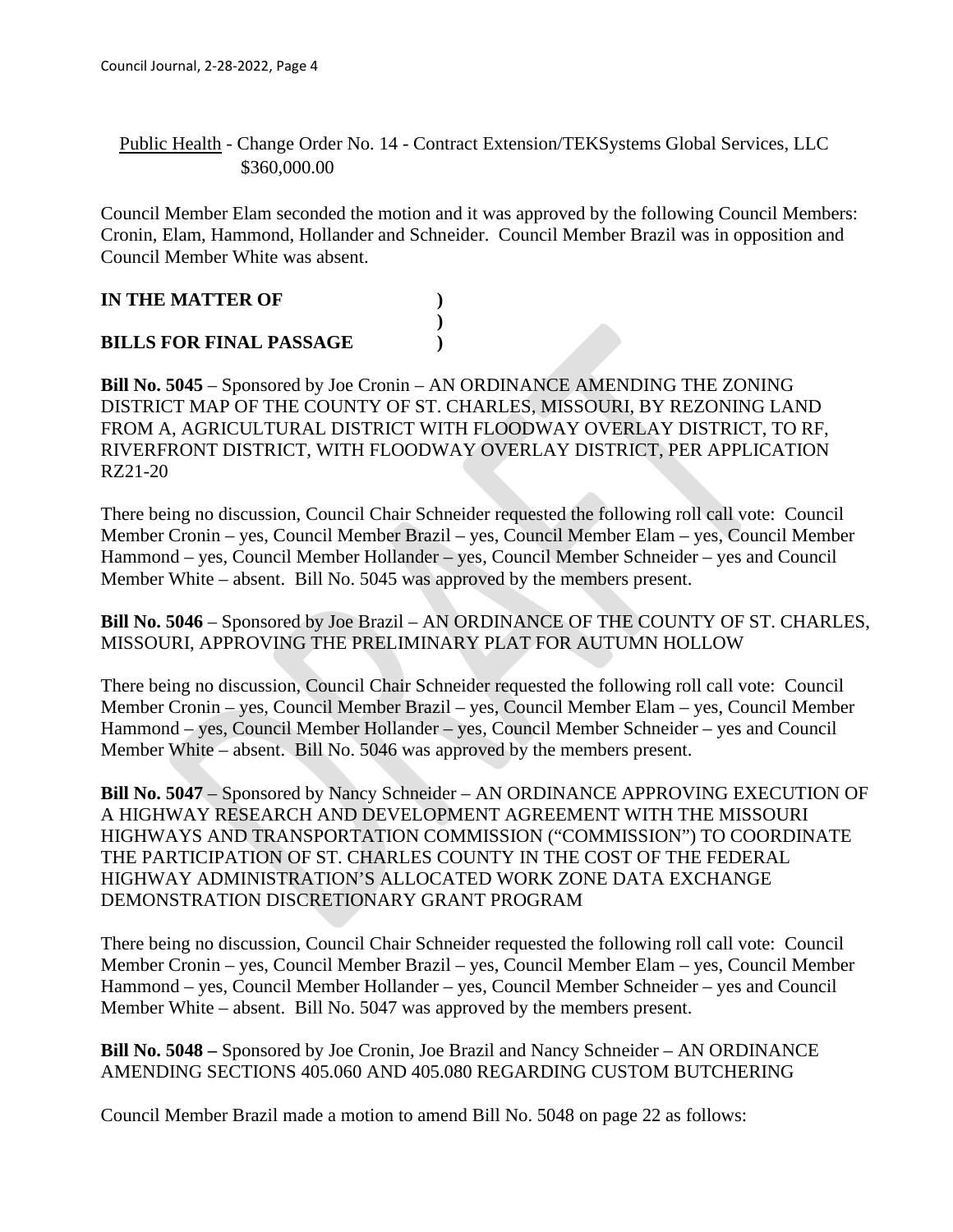Public Health - Change Order No. 14 - Contract Extension/TEKSystems Global Services, LLC
$360,000.00

Council Member Elam seconded the motion and it was approved by the following Council Members: Cronin, Elam, Hammond, Hollander and Schneider. Council Member Brazil was in opposition and Council Member White was absent.

**IN THE MATTER OF )**
**)**
**BILLS FOR FINAL PASSAGE )**

**Bill No. 5045** – Sponsored by Joe Cronin – AN ORDINANCE AMENDING THE ZONING DISTRICT MAP OF THE COUNTY OF ST. CHARLES, MISSOURI, BY REZONING LAND FROM A, AGRICULTURAL DISTRICT WITH FLOODWAY OVERLAY DISTRICT, TO RF, RIVERFRONT DISTRICT, WITH FLOODWAY OVERLAY DISTRICT, PER APPLICATION RZ21-20

There being no discussion, Council Chair Schneider requested the following roll call vote: Council Member Cronin – yes, Council Member Brazil – yes, Council Member Elam – yes, Council Member Hammond – yes, Council Member Hollander – yes, Council Member Schneider – yes and Council Member White – absent. Bill No. 5045 was approved by the members present.

**Bill No. 5046** – Sponsored by Joe Brazil – AN ORDINANCE OF THE COUNTY OF ST. CHARLES, MISSOURI, APPROVING THE PRELIMINARY PLAT FOR AUTUMN HOLLOW

There being no discussion, Council Chair Schneider requested the following roll call vote: Council Member Cronin – yes, Council Member Brazil – yes, Council Member Elam – yes, Council Member Hammond – yes, Council Member Hollander – yes, Council Member Schneider – yes and Council Member White – absent. Bill No. 5046 was approved by the members present.

**Bill No. 5047** – Sponsored by Nancy Schneider – AN ORDINANCE APPROVING EXECUTION OF A HIGHWAY RESEARCH AND DEVELOPMENT AGREEMENT WITH THE MISSOURI HIGHWAYS AND TRANSPORTATION COMMISSION ("COMMISSION") TO COORDINATE THE PARTICIPATION OF ST. CHARLES COUNTY IN THE COST OF THE FEDERAL HIGHWAY ADMINISTRATION'S ALLOCATED WORK ZONE DATA EXCHANGE DEMONSTRATION DISCRETIONARY GRANT PROGRAM

There being no discussion, Council Chair Schneider requested the following roll call vote: Council Member Cronin – yes, Council Member Brazil – yes, Council Member Elam – yes, Council Member Hammond – yes, Council Member Hollander – yes, Council Member Schneider – yes and Council Member White – absent. Bill No. 5047 was approved by the members present.

**Bill No. 5048 –** Sponsored by Joe Cronin, Joe Brazil and Nancy Schneider – AN ORDINANCE AMENDING SECTIONS 405.060 AND 405.080 REGARDING CUSTOM BUTCHERING

Council Member Brazil made a motion to amend Bill No. 5048 on page 22 as follows: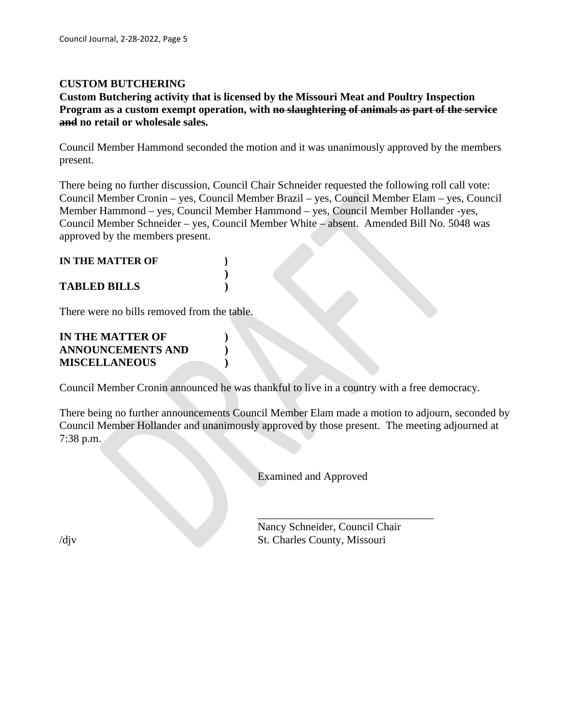**CUSTOM BUTCHERING**
**Custom Butchering activity that is licensed by the Missouri Meat and Poultry Inspection Program as a custom exempt operation, with ~~no slaughtering of animals as part of the service and~~ no retail or wholesale sales.**

Council Member Hammond seconded the motion and it was unanimously approved by the members present.

There being no further discussion, Council Chair Schneider requested the following roll call vote: Council Member Cronin – yes, Council Member Brazil – yes, Council Member Elam – yes, Council Member Hammond – yes, Council Member Hammond – yes, Council Member Hollander -yes, Council Member Schneider – yes, Council Member White – absent. Amended Bill No. 5048 was approved by the members present.

**IN THE MATTER OF )**
**)**
**TABLED BILLS )**

There were no bills removed from the table.

**IN THE MATTER OF )**
**ANNOUNCEMENTS AND )**
**MISCELLANEOUS )**

Council Member Cronin announced he was thankful to live in a country with a free democracy.

There being no further announcements Council Member Elam made a motion to adjourn, seconded by Council Member Hollander and unanimously approved by those present. The meeting adjourned at 7:38 p.m.

Examined and Approved

\_\_\_\_\_\_\_\_\_\_\_\_\_\_\_\_\_\_\_\_\_\_\_\_\_\_\_\_\_\_\_\_\_

Nancy Schneider, Council Chair
St. Charles County, Missouri

/djv

DRAFT